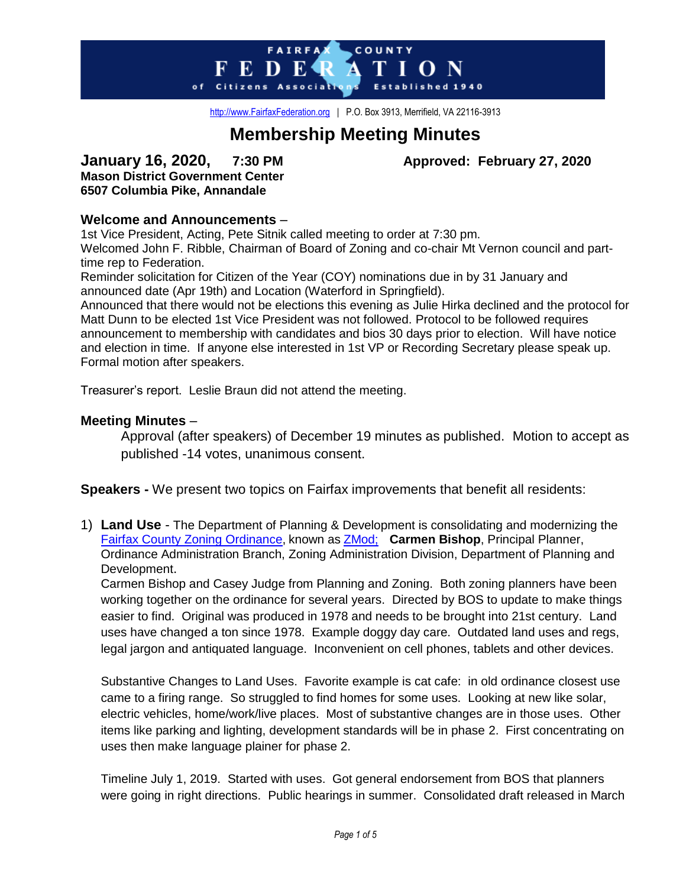FAIRFAX COUNTY FEDERATION of Citizens Associations Established 1940

http://www.FairfaxFederation.org | P.O. Box 3913, Merrifield, VA 22116-3913

# Membership Meeting Minutes

**January 16, 2020, 7:30 PM** **Approved: February 27, 2020**
**Mason District Government Center**
**6507 Columbia Pike, Annandale**

### Welcome and Announcements –

1st Vice President, Acting, Pete Sitnik called meeting to order at 7:30 pm.
Welcomed John F. Ribble, Chairman of Board of Zoning and co-chair Mt Vernon council and part-time rep to Federation.
Reminder solicitation for Citizen of the Year (COY) nominations due in by 31 January and announced date (Apr 19th) and Location (Waterford in Springfield).
Announced that there would not be elections this evening as Julie Hirka declined and the protocol for Matt Dunn to be elected 1st Vice President was not followed. Protocol to be followed requires announcement to membership with candidates and bios 30 days prior to election. Will have notice and election in time. If anyone else interested in 1st VP or Recording Secretary please speak up. Formal motion after speakers.

Treasurer's report. Leslie Braun did not attend the meeting.

### Meeting Minutes –

Approval (after speakers) of December 19 minutes as published. Motion to accept as published -14 votes, unanimous consent.

**Speakers -** We present two topics on Fairfax improvements that benefit all residents:

1) **Land Use** - The Department of Planning & Development is consolidating and modernizing the Fairfax County Zoning Ordinance, known as ZMod; **Carmen Bishop**, Principal Planner, Ordinance Administration Branch, Zoning Administration Division, Department of Planning and Development.
Carmen Bishop and Casey Judge from Planning and Zoning. Both zoning planners have been working together on the ordinance for several years. Directed by BOS to update to make things easier to find. Original was produced in 1978 and needs to be brought into 21st century. Land uses have changed a ton since 1978. Example doggy day care. Outdated land uses and regs, legal jargon and antiquated language. Inconvenient on cell phones, tablets and other devices.

   Substantive Changes to Land Uses. Favorite example is cat cafe: in old ordinance closest use came to a firing range. So struggled to find homes for some uses. Looking at new like solar, electric vehicles, home/work/live places. Most of substantive changes are in those uses. Other items like parking and lighting, development standards will be in phase 2. First concentrating on uses then make language plainer for phase 2.

   Timeline July 1, 2019. Started with uses. Got general endorsement from BOS that planners were going in right directions. Public hearings in summer. Consolidated draft released in March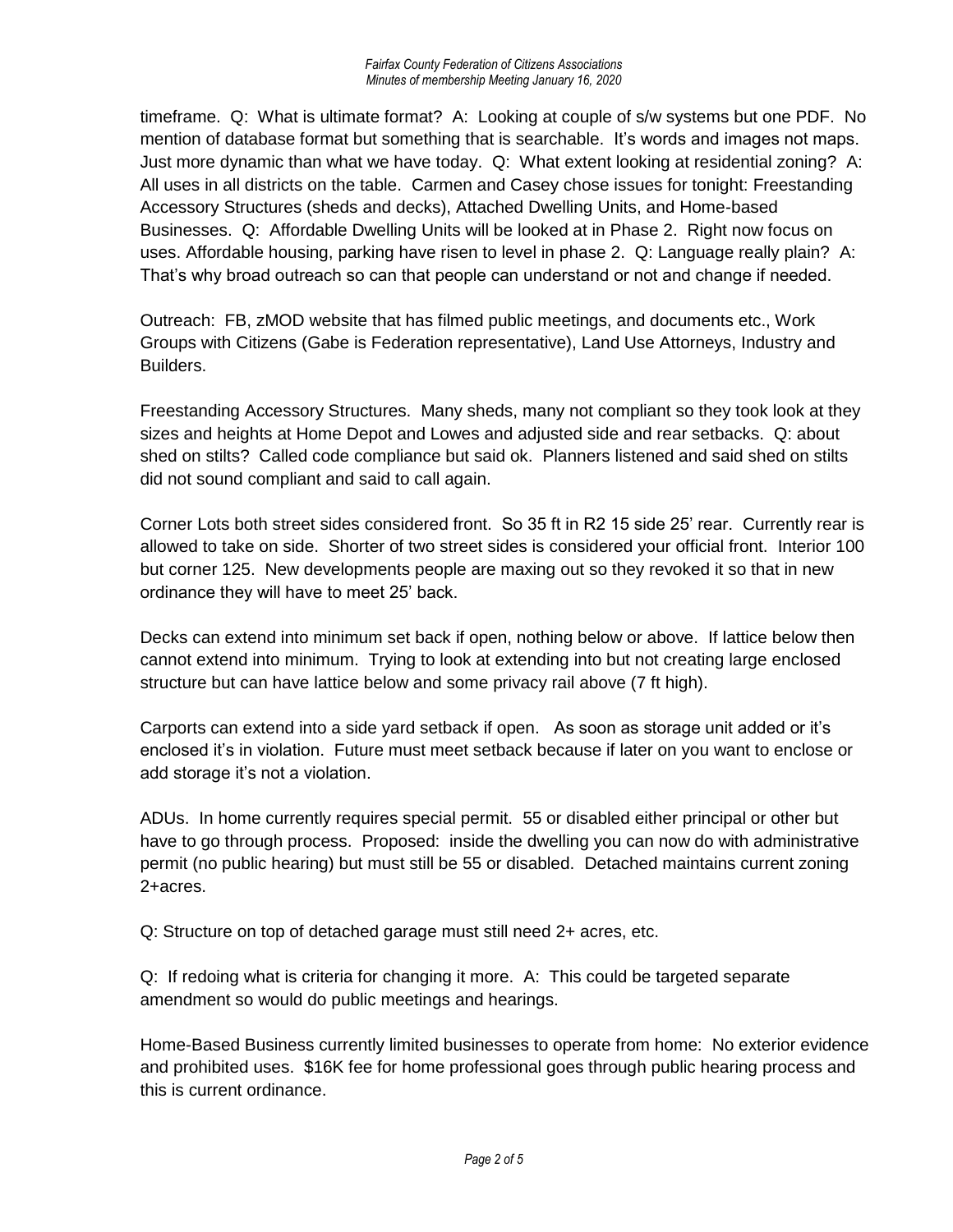timeframe. Q: What is ultimate format? A: Looking at couple of s/w systems but one PDF. No mention of database format but something that is searchable. It's words and images not maps. Just more dynamic than what we have today. Q: What extent looking at residential zoning? A: All uses in all districts on the table. Carmen and Casey chose issues for tonight: Freestanding Accessory Structures (sheds and decks), Attached Dwelling Units, and Home-based Businesses. Q: Affordable Dwelling Units will be looked at in Phase 2. Right now focus on uses. Affordable housing, parking have risen to level in phase 2. Q: Language really plain? A: That's why broad outreach so can that people can understand or not and change if needed.

Outreach: FB, zMOD website that has filmed public meetings, and documents etc., Work Groups with Citizens (Gabe is Federation representative), Land Use Attorneys, Industry and Builders.

Freestanding Accessory Structures. Many sheds, many not compliant so they took look at they sizes and heights at Home Depot and Lowes and adjusted side and rear setbacks. Q: about shed on stilts? Called code compliance but said ok. Planners listened and said shed on stilts did not sound compliant and said to call again.

Corner Lots both street sides considered front. So 35 ft in R2 15 side 25' rear. Currently rear is allowed to take on side. Shorter of two street sides is considered your official front. Interior 100 but corner 125. New developments people are maxing out so they revoked it so that in new ordinance they will have to meet 25' back.

Decks can extend into minimum set back if open, nothing below or above. If lattice below then cannot extend into minimum. Trying to look at extending into but not creating large enclosed structure but can have lattice below and some privacy rail above (7 ft high).

Carports can extend into a side yard setback if open. As soon as storage unit added or it's enclosed it's in violation. Future must meet setback because if later on you want to enclose or add storage it's not a violation.

ADUs. In home currently requires special permit. 55 or disabled either principal or other but have to go through process. Proposed: inside the dwelling you can now do with administrative permit (no public hearing) but must still be 55 or disabled. Detached maintains current zoning 2+acres.

Q: Structure on top of detached garage must still need 2+ acres, etc.

Q: If redoing what is criteria for changing it more. A: This could be targeted separate amendment so would do public meetings and hearings.

Home-Based Business currently limited businesses to operate from home: No exterior evidence and prohibited uses. $16K fee for home professional goes through public hearing process and this is current ordinance.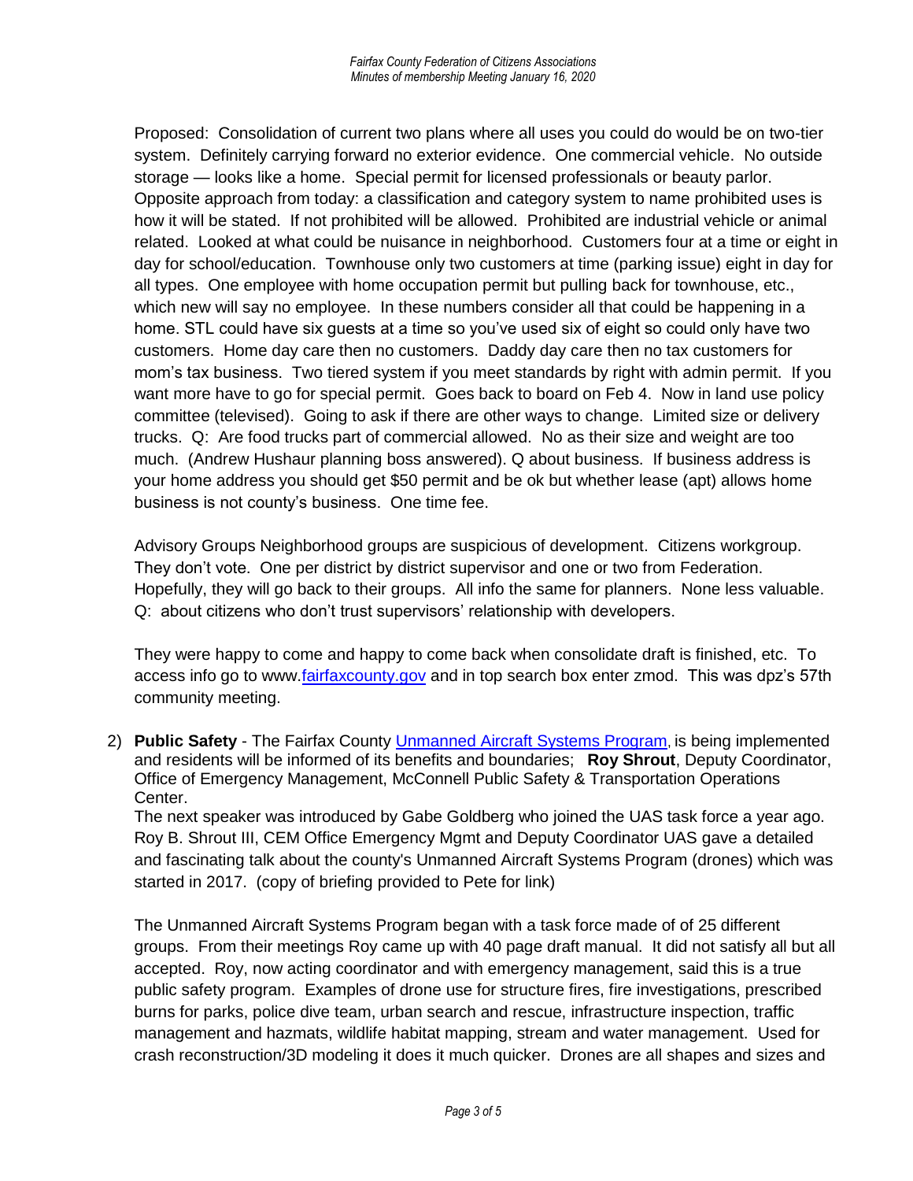Proposed: Consolidation of current two plans where all uses you could do would be on two-tier system. Definitely carrying forward no exterior evidence. One commercial vehicle. No outside storage — looks like a home. Special permit for licensed professionals or beauty parlor. Opposite approach from today: a classification and category system to name prohibited uses is how it will be stated. If not prohibited will be allowed. Prohibited are industrial vehicle or animal related. Looked at what could be nuisance in neighborhood. Customers four at a time or eight in day for school/education. Townhouse only two customers at time (parking issue) eight in day for all types. One employee with home occupation permit but pulling back for townhouse, etc., which new will say no employee. In these numbers consider all that could be happening in a home. STL could have six guests at a time so you've used six of eight so could only have two customers. Home day care then no customers. Daddy day care then no tax customers for mom's tax business. Two tiered system if you meet standards by right with admin permit. If you want more have to go for special permit. Goes back to board on Feb 4. Now in land use policy committee (televised). Going to ask if there are other ways to change. Limited size or delivery trucks. Q: Are food trucks part of commercial allowed. No as their size and weight are too much. (Andrew Hushaur planning boss answered). Q about business. If business address is your home address you should get $50 permit and be ok but whether lease (apt) allows home business is not county's business. One time fee.

Advisory Groups Neighborhood groups are suspicious of development. Citizens workgroup. They don't vote. One per district by district supervisor and one or two from Federation. Hopefully, they will go back to their groups. All info the same for planners. None less valuable. Q: about citizens who don't trust supervisors' relationship with developers.

They were happy to come and happy to come back when consolidate draft is finished, etc. To access info go to www.fairfaxcounty.gov and in top search box enter zmod. This was dpz's 57th community meeting.

2) **Public Safety** - The Fairfax County Unmanned Aircraft Systems Program, is being implemented and residents will be informed of its benefits and boundaries; **Roy Shrout**, Deputy Coordinator, Office of Emergency Management, McConnell Public Safety & Transportation Operations Center.
The next speaker was introduced by Gabe Goldberg who joined the UAS task force a year ago. Roy B. Shrout III, CEM Office Emergency Mgmt and Deputy Coordinator UAS gave a detailed and fascinating talk about the county's Unmanned Aircraft Systems Program (drones) which was started in 2017. (copy of briefing provided to Pete for link)

The Unmanned Aircraft Systems Program began with a task force made of of 25 different groups. From their meetings Roy came up with 40 page draft manual. It did not satisfy all but all accepted. Roy, now acting coordinator and with emergency management, said this is a true public safety program. Examples of drone use for structure fires, fire investigations, prescribed burns for parks, police dive team, urban search and rescue, infrastructure inspection, traffic management and hazmats, wildlife habitat mapping, stream and water management. Used for crash reconstruction/3D modeling it does it much quicker. Drones are all shapes and sizes and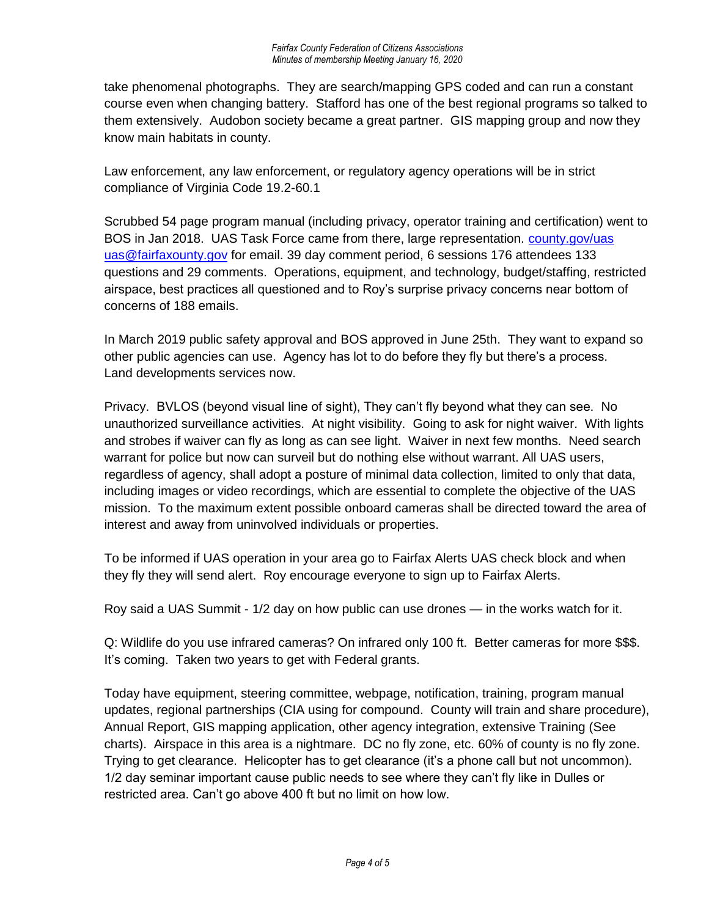take phenomenal photographs. They are search/mapping GPS coded and can run a constant course even when changing battery. Stafford has one of the best regional programs so talked to them extensively. Audobon society became a great partner. GIS mapping group and now they know main habitats in county.

Law enforcement, any law enforcement, or regulatory agency operations will be in strict compliance of Virginia Code 19.2-60.1

Scrubbed 54 page program manual (including privacy, operator training and certification) went to BOS in Jan 2018. UAS Task Force came from there, large representation. county.gov/uas uas@fairfaxounty.gov for email. 39 day comment period, 6 sessions 176 attendees 133 questions and 29 comments. Operations, equipment, and technology, budget/staffing, restricted airspace, best practices all questioned and to Roy's surprise privacy concerns near bottom of concerns of 188 emails.

In March 2019 public safety approval and BOS approved in June 25th. They want to expand so other public agencies can use. Agency has lot to do before they fly but there's a process. Land developments services now.

Privacy. BVLOS (beyond visual line of sight), They can't fly beyond what they can see. No unauthorized surveillance activities. At night visibility. Going to ask for night waiver. With lights and strobes if waiver can fly as long as can see light. Waiver in next few months. Need search warrant for police but now can surveil but do nothing else without warrant. All UAS users, regardless of agency, shall adopt a posture of minimal data collection, limited to only that data, including images or video recordings, which are essential to complete the objective of the UAS mission. To the maximum extent possible onboard cameras shall be directed toward the area of interest and away from uninvolved individuals or properties.

To be informed if UAS operation in your area go to Fairfax Alerts UAS check block and when they fly they will send alert. Roy encourage everyone to sign up to Fairfax Alerts.

Roy said a UAS Summit - 1/2 day on how public can use drones — in the works watch for it.

Q: Wildlife do you use infrared cameras? On infrared only 100 ft. Better cameras for more $$$. It's coming. Taken two years to get with Federal grants.

Today have equipment, steering committee, webpage, notification, training, program manual updates, regional partnerships (CIA using for compound. County will train and share procedure), Annual Report, GIS mapping application, other agency integration, extensive Training (See charts). Airspace in this area is a nightmare. DC no fly zone, etc. 60% of county is no fly zone. Trying to get clearance. Helicopter has to get clearance (it's a phone call but not uncommon). 1/2 day seminar important cause public needs to see where they can't fly like in Dulles or restricted area. Can't go above 400 ft but no limit on how low.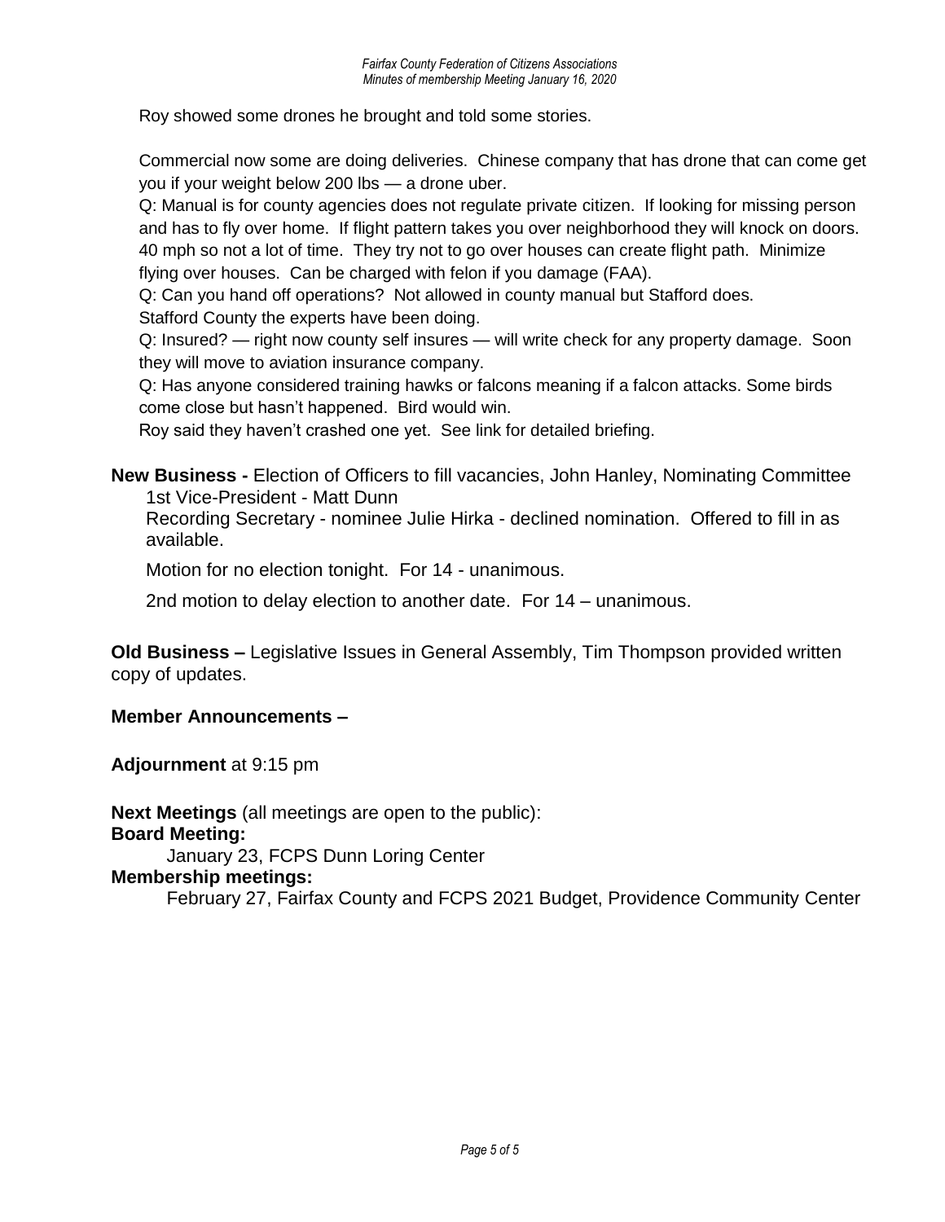Roy showed some drones he brought and told some stories.

Commercial now some are doing deliveries. Chinese company that has drone that can come get you if your weight below 200 lbs — a drone uber.

Q: Manual is for county agencies does not regulate private citizen. If looking for missing person and has to fly over home. If flight pattern takes you over neighborhood they will knock on doors. 40 mph so not a lot of time. They try not to go over houses can create flight path. Minimize flying over houses. Can be charged with felon if you damage (FAA).

Q: Can you hand off operations? Not allowed in county manual but Stafford does. Stafford County the experts have been doing.

Q: Insured? — right now county self insures — will write check for any property damage. Soon they will move to aviation insurance company.

Q: Has anyone considered training hawks or falcons meaning if a falcon attacks. Some birds come close but hasn't happened. Bird would win.

Roy said they haven't crashed one yet. See link for detailed briefing.

**New Business -** Election of Officers to fill vacancies, John Hanley, Nominating Committee

1st Vice-President - Matt Dunn

Recording Secretary - nominee Julie Hirka - declined nomination. Offered to fill in as available.

Motion for no election tonight. For 14 - unanimous.

2nd motion to delay election to another date. For 14 – unanimous.

**Old Business –** Legislative Issues in General Assembly, Tim Thompson provided written copy of updates.

**Member Announcements –**

**Adjournment** at 9:15 pm

**Next Meetings** (all meetings are open to the public):

**Board Meeting:**

January 23, FCPS Dunn Loring Center

**Membership meetings:**

February 27, Fairfax County and FCPS 2021 Budget, Providence Community Center